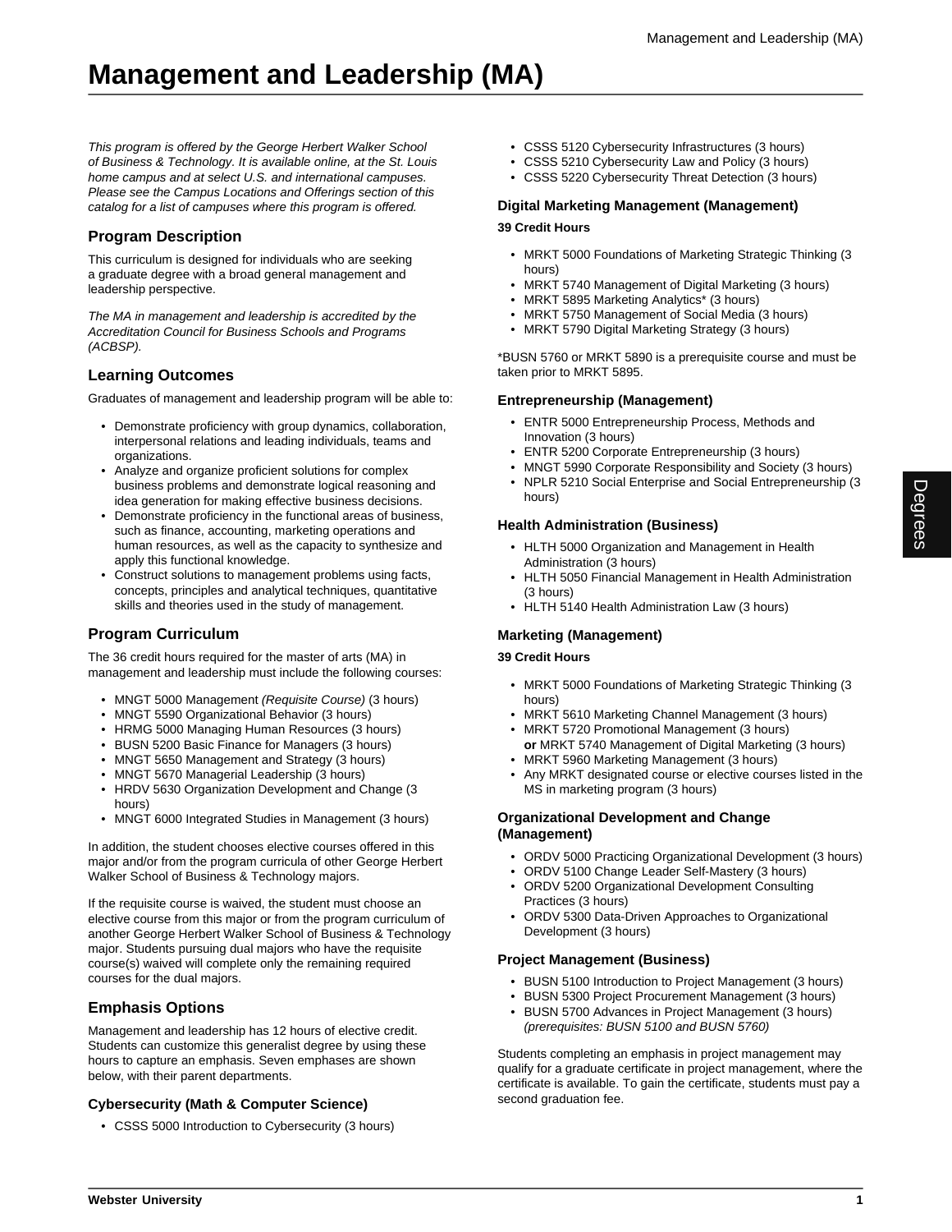# Management and Leadership (MA)

*This program is offered by the George Herbert Walker School of Business & Technology. It is available online, at the St. Louis home campus and at select U.S. and international campuses. Please see the Campus Locations and Offerings section of this catalog for a list of campuses where this program is offered.*

## Program Description

This curriculum is designed for individuals who are seeking a graduate degree with a broad general management and leadership perspective.

*The MA in management and leadership is accredited by the Accreditation Council for Business Schools and Programs (ACBSP).*

## Learning Outcomes

Graduates of management and leadership program will be able to:

- Demonstrate proficiency with group dynamics, collaboration, interpersonal relations and leading individuals, teams and organizations.
- Analyze and organize proficient solutions for complex business problems and demonstrate logical reasoning and idea generation for making effective business decisions.
- Demonstrate proficiency in the functional areas of business, such as finance, accounting, marketing operations and human resources, as well as the capacity to synthesize and apply this functional knowledge.
- Construct solutions to management problems using facts, concepts, principles and analytical techniques, quantitative skills and theories used in the study of management.

## Program Curriculum

The 36 credit hours required for the master of arts (MA) in management and leadership must include the following courses:

- MNGT 5000 Management *(Requisite Course)* (3 hours)
- MNGT 5590 Organizational Behavior (3 hours)
- HRMG 5000 Managing Human Resources (3 hours)
- BUSN 5200 Basic Finance for Managers (3 hours)
- MNGT 5650 Management and Strategy (3 hours)
- MNGT 5670 Managerial Leadership (3 hours)
- HRDV 5630 Organization Development and Change (3 hours)
- MNGT 6000 Integrated Studies in Management (3 hours)

In addition, the student chooses elective courses offered in this major and/or from the program curricula of other George Herbert Walker School of Business & Technology majors.

If the requisite course is waived, the student must choose an elective course from this major or from the program curriculum of another George Herbert Walker School of Business & Technology major. Students pursuing dual majors who have the requisite course(s) waived will complete only the remaining required courses for the dual majors.

## Emphasis Options

Management and leadership has 12 hours of elective credit. Students can customize this generalist degree by using these hours to capture an emphasis. Seven emphases are shown below, with their parent departments.

### Cybersecurity (Math & Computer Science)

- CSSS 5000 Introduction to Cybersecurity (3 hours)
- CSSS 5120 Cybersecurity Infrastructures (3 hours)
- CSSS 5210 Cybersecurity Law and Policy (3 hours)
- CSSS 5220 Cybersecurity Threat Detection (3 hours)

### Digital Marketing Management (Management)

**39 Credit Hours**

- MRKT 5000 Foundations of Marketing Strategic Thinking (3 hours)
- MRKT 5740 Management of Digital Marketing (3 hours)
- MRKT 5895 Marketing Analytics* (3 hours)
- MRKT 5750 Management of Social Media (3 hours)
- MRKT 5790 Digital Marketing Strategy (3 hours)

*BUSN 5760 or MRKT 5890 is a prerequisite course and must be taken prior to MRKT 5895.

### Entrepreneurship (Management)

- ENTR 5000 Entrepreneurship Process, Methods and Innovation (3 hours)
- ENTR 5200 Corporate Entrepreneurship (3 hours)
- MNGT 5990 Corporate Responsibility and Society (3 hours)
- NPLR 5210 Social Enterprise and Social Entrepreneurship (3 hours)

### Health Administration (Business)

- HLTH 5000 Organization and Management in Health Administration (3 hours)
- HLTH 5050 Financial Management in Health Administration (3 hours)
- HLTH 5140 Health Administration Law (3 hours)

### Marketing (Management)

**39 Credit Hours**

- MRKT 5000 Foundations of Marketing Strategic Thinking (3 hours)
- MRKT 5610 Marketing Channel Management (3 hours)
- MRKT 5720 Promotional Management (3 hours)
  **or** MRKT 5740 Management of Digital Marketing (3 hours)
- MRKT 5960 Marketing Management (3 hours)
- Any MRKT designated course or elective courses listed in the MS in marketing program (3 hours)

### Organizational Development and Change (Management)

- ORDV 5000 Practicing Organizational Development (3 hours)
- ORDV 5100 Change Leader Self-Mastery (3 hours)
- ORDV 5200 Organizational Development Consulting Practices (3 hours)
- ORDV 5300 Data-Driven Approaches to Organizational Development (3 hours)

### Project Management (Business)

- BUSN 5100 Introduction to Project Management (3 hours)
- BUSN 5300 Project Procurement Management (3 hours)
- BUSN 5700 Advances in Project Management (3 hours) *(prerequisites: BUSN 5100 and BUSN 5760)*

Students completing an emphasis in project management may qualify for a graduate certificate in project management, where the certificate is available. To gain the certificate, students must pay a second graduation fee.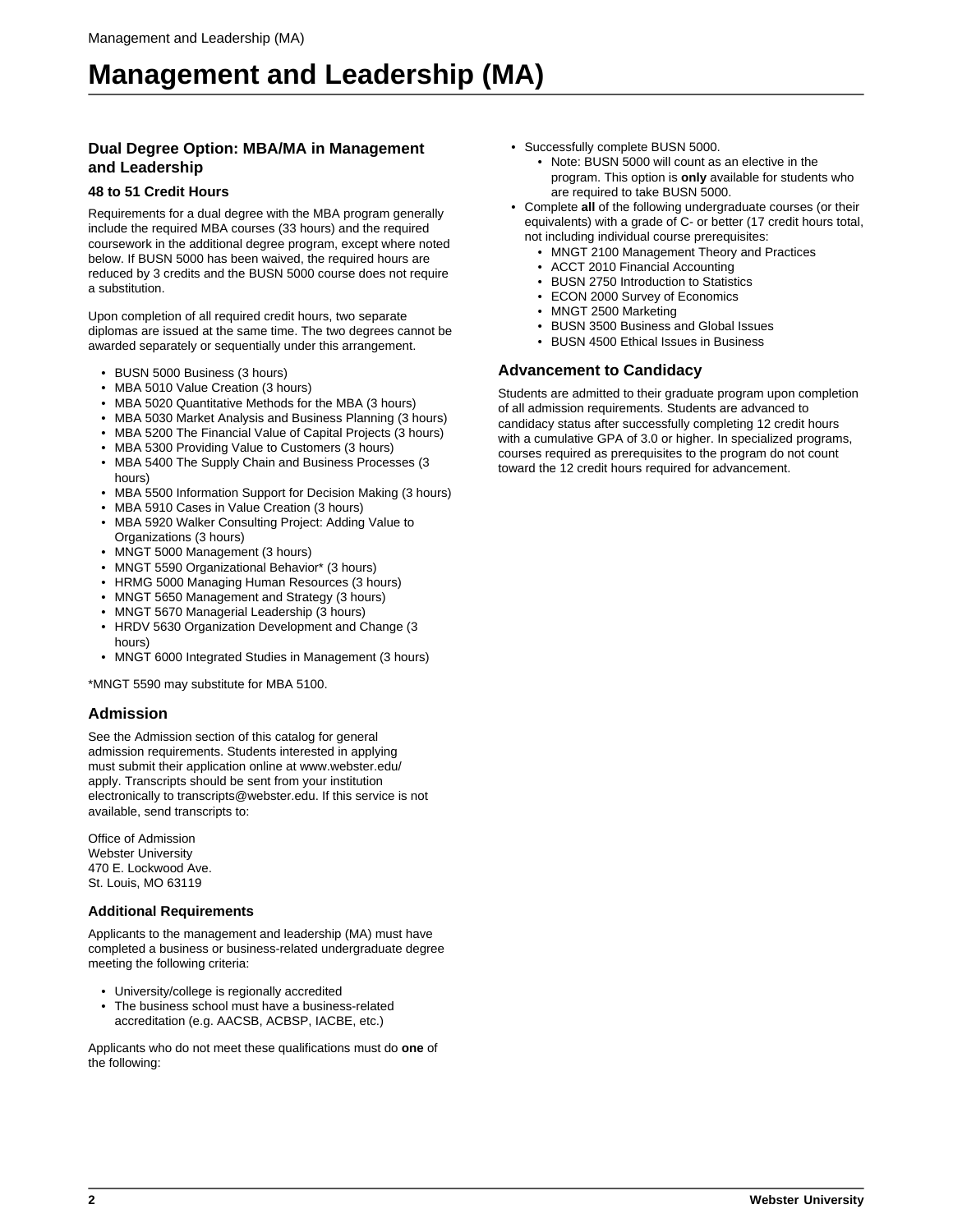# Management and Leadership (MA)

## Dual Degree Option: MBA/MA in Management and Leadership

### 48 to 51 Credit Hours

Requirements for a dual degree with the MBA program generally include the required MBA courses (33 hours) and the required coursework in the additional degree program, except where noted below. If BUSN 5000 has been waived, the required hours are reduced by 3 credits and the BUSN 5000 course does not require a substitution.

Upon completion of all required credit hours, two separate diplomas are issued at the same time. The two degrees cannot be awarded separately or sequentially under this arrangement.

- BUSN 5000 Business (3 hours)
- MBA 5010 Value Creation (3 hours)
- MBA 5020 Quantitative Methods for the MBA (3 hours)
- MBA 5030 Market Analysis and Business Planning (3 hours)
- MBA 5200 The Financial Value of Capital Projects (3 hours)
- MBA 5300 Providing Value to Customers (3 hours)
- MBA 5400 The Supply Chain and Business Processes (3 hours)
- MBA 5500 Information Support for Decision Making (3 hours)
- MBA 5910 Cases in Value Creation (3 hours)
- MBA 5920 Walker Consulting Project: Adding Value to Organizations (3 hours)
- MNGT 5000 Management (3 hours)
- MNGT 5590 Organizational Behavior* (3 hours)
- HRMG 5000 Managing Human Resources (3 hours)
- MNGT 5650 Management and Strategy (3 hours)
- MNGT 5670 Managerial Leadership (3 hours)
- HRDV 5630 Organization Development and Change (3 hours)
- MNGT 6000 Integrated Studies in Management (3 hours)

*MNGT 5590 may substitute for MBA 5100.

## Admission

See the Admission section of this catalog for general admission requirements. Students interested in applying must submit their application online at www.webster.edu/apply. Transcripts should be sent from your institution electronically to transcripts@webster.edu. If this service is not available, send transcripts to:

Office of Admission
Webster University
470 E. Lockwood Ave.
St. Louis, MO 63119

### Additional Requirements

Applicants to the management and leadership (MA) must have completed a business or business-related undergraduate degree meeting the following criteria:

- University/college is regionally accredited
- The business school must have a business-related accreditation (e.g. AACSB, ACBSP, IACBE, etc.)

Applicants who do not meet these qualifications must do **one** of the following:

- Successfully complete BUSN 5000.
  - Note: BUSN 5000 will count as an elective in the program. This option is **only** available for students who are required to take BUSN 5000.
- Complete **all** of the following undergraduate courses (or their equivalents) with a grade of C- or better (17 credit hours total, not including individual course prerequisites:
  - MNGT 2100 Management Theory and Practices
  - ACCT 2010 Financial Accounting
  - BUSN 2750 Introduction to Statistics
  - ECON 2000 Survey of Economics
  - MNGT 2500 Marketing
  - BUSN 3500 Business and Global Issues
  - BUSN 4500 Ethical Issues in Business

## Advancement to Candidacy

Students are admitted to their graduate program upon completion of all admission requirements. Students are advanced to candidacy status after successfully completing 12 credit hours with a cumulative GPA of 3.0 or higher. In specialized programs, courses required as prerequisites to the program do not count toward the 12 credit hours required for advancement.